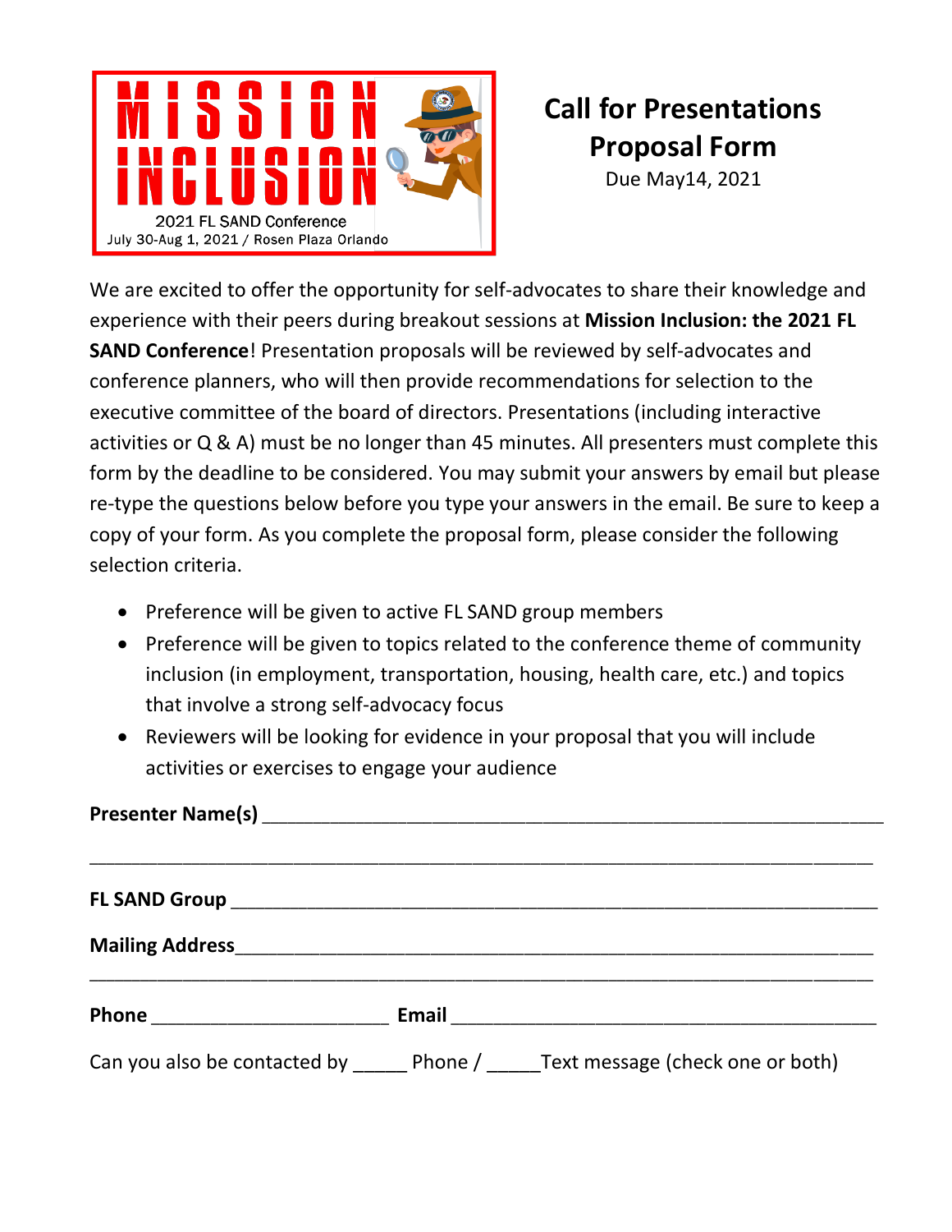MISSION INCLUSION

2021 FL SAND Conference
July 30-Aug 1, 2021 / Rosen Plaza Orlando

# Call for Presentations Proposal Form

Due May14, 2021

We are excited to offer the opportunity for self-advocates to share their knowledge and experience with their peers during breakout sessions at **Mission Inclusion: the 2021 FL SAND Conference**! Presentation proposals will be reviewed by self-advocates and conference planners, who will then provide recommendations for selection to the executive committee of the board of directors. Presentations (including interactive activities or Q & A) must be no longer than 45 minutes. All presenters must complete this form by the deadline to be considered. You may submit your answers by email but please re-type the questions below before you type your answers in the email. Be sure to keep a copy of your form. As you complete the proposal form, please consider the following selection criteria.

- Preference will be given to active FL SAND group members
- Preference will be given to topics related to the conference theme of community inclusion (in employment, transportation, housing, health care, etc.) and topics that involve a strong self-advocacy focus
- Reviewers will be looking for evidence in your proposal that you will include activities or exercises to engage your audience

**Presenter Name(s)** ____________________________________________________________

______________________________________________________________________________

**FL SAND Group** ______________________________________________________________

**Mailing Address**______________________________________________________________

______________________________________________________________________________

**Phone** ______________________ **Email** ________________________________________

Can you also be contacted by _____ Phone / _____Text message (check one or both)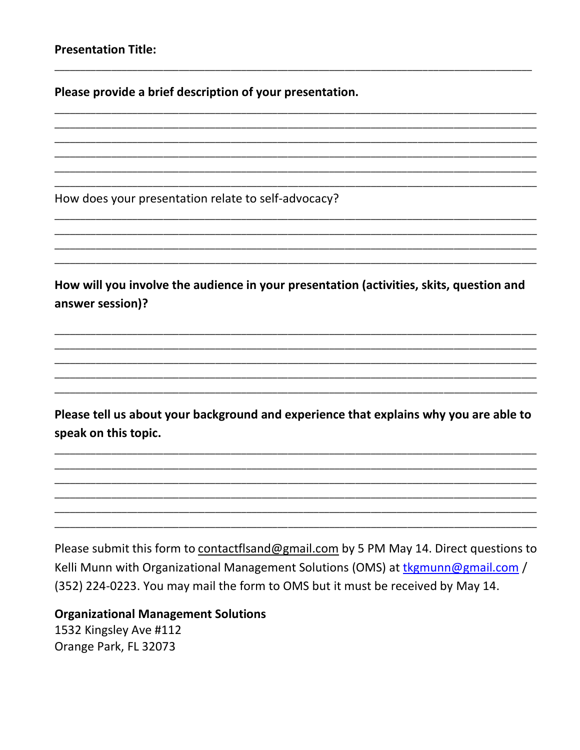**Presentation Title:**

______________________________________________________________________________

**Please provide a brief description of your presentation.**

______________________________________________________________________________
______________________________________________________________________________
______________________________________________________________________________
______________________________________________________________________________
______________________________________________________________________________
______________________________________________________________________________

How does your presentation relate to self-advocacy?

______________________________________________________________________________
______________________________________________________________________________
______________________________________________________________________________
______________________________________________________________________________

**How will you involve the audience in your presentation (activities, skits, question and answer session)?**

______________________________________________________________________________
______________________________________________________________________________
______________________________________________________________________________
______________________________________________________________________________
______________________________________________________________________________

**Please tell us about your background and experience that explains why you are able to speak on this topic.**

______________________________________________________________________________
______________________________________________________________________________
______________________________________________________________________________
______________________________________________________________________________
______________________________________________________________________________
______________________________________________________________________________

Please submit this form to contactflsand@gmail.com by 5 PM May 14. Direct questions to Kelli Munn with Organizational Management Solutions (OMS) at tkgmunn@gmail.com / (352) 224-0223. You may mail the form to OMS but it must be received by May 14.

**Organizational Management Solutions**
1532 Kingsley Ave #112
Orange Park, FL 32073